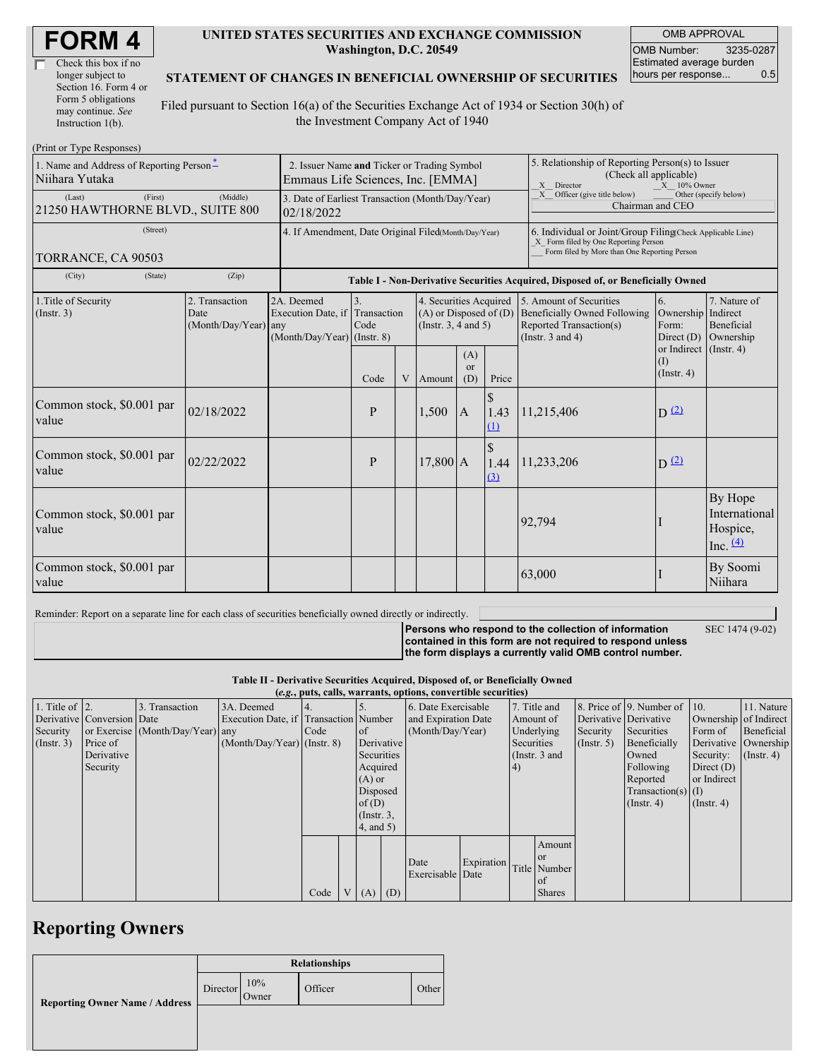# FORM 4

☐ Check this box if no longer subject to Section 16. Form 4 or Form 5 obligations may continue. *See* Instruction 1(b).

**UNITED STATES SECURITIES AND EXCHANGE COMMISSION**
**Washington, D.C. 20549**

**STATEMENT OF CHANGES IN BENEFICIAL OWNERSHIP OF SECURITIES**

Filed pursuant to Section 16(a) of the Securities Exchange Act of 1934 or Section 30(h) of the Investment Company Act of 1940

| OMB APPROVAL | |
|---|---|
| OMB Number: | 3235-0287 |
| Estimated average burden hours per response... | 0.5 |

(Print or Type Responses)

| 1. Name and Address of Reporting Person * | 2. Issuer Name and Ticker or Trading Symbol | 5. Relationship of Reporting Person(s) to Issuer (Check all applicable) |
|---|---|---|
| Niihara Yutaka | Emmaus Life Sciences, Inc. [EMMA] | _X_ Director _X_ 10% Owner |
| (Last) (First) (Middle) 21250 HAWTHORNE BLVD., SUITE 800 | 3. Date of Earliest Transaction (Month/Day/Year) 02/18/2022 | _X_ Officer (give title below) ___ Other (specify below) Chairman and CEO |
| (Street) TORRANCE, CA 90503 | 4. If Amendment, Date Original Filed(Month/Day/Year) | 6. Individual or Joint/Group Filing(Check Applicable Line) _X_ Form filed by One Reporting Person ___ Form filed by More than One Reporting Person |
| (City) (State) (Zip) | | |

**Table I - Non-Derivative Securities Acquired, Disposed of, or Beneficially Owned**

| 1.Title of Security (Instr. 3) | 2. Transaction Date (Month/Day/Year) | 2A. Deemed Execution Date, if any (Month/Day/Year) | 3. Transaction Code (Instr. 8) Code | V | 4. Securities Acquired (A) or Disposed of (D) (Instr. 3, 4 and 5) Amount | (A) or (D) | Price | 5. Amount of Securities Beneficially Owned Following Reported Transaction(s) (Instr. 3 and 4) | 6. Ownership Form: Direct (D) or Indirect (I) (Instr. 4) | 7. Nature of Indirect Beneficial Ownership (Instr. 4) |
|---|---|---|---|---|---|---|---|---|---|---|
| Common stock, $0.001 par value | 02/18/2022 | | P | | 1,500 | A | $ 1.43 (1) | 11,215,406 | D (2) | |
| Common stock, $0.001 par value | 02/22/2022 | | P | | 17,800 | A | $ 1.44 (3) | 11,233,206 | D (2) | |
| Common stock, $0.001 par value | | | | | | | | 92,794 | I | By Hope International Hospice, Inc. (4) |
| Common stock, $0.001 par value | | | | | | | | 63,000 | I | By Soomi Niihara |

Reminder: Report on a separate line for each class of securities beneficially owned directly or indirectly.

**Persons who respond to the collection of information contained in this form are not required to respond unless the form displays a currently valid OMB control number.** SEC 1474 (9-02)

**Table II - Derivative Securities Acquired, Disposed of, or Beneficially Owned**
***(e.g., puts, calls, warrants, options, convertible securities)***

| 1. Title of Derivative Security (Instr. 3) | 2. Conversion or Exercise Price of Derivative Security | 3. Transaction Date (Month/Day/Year) | 3A. Deemed Execution Date, if any (Month/Day/Year) | 4. Transaction Code (Instr. 8) Code | V | 5. Number of Derivative Securities Acquired (A) or Disposed of (D) (Instr. 3, 4, and 5) (A) | (D) | 6. Date Exercisable and Expiration Date (Month/Day/Year) Date Exercisable | Expiration Date | 7. Title and Amount of Underlying Securities (Instr. 3 and 4) Title | Amount or Number of Shares | 8. Price of Derivative Security (Instr. 5) | 9. Number of Derivative Securities Beneficially Owned Following Reported Transaction(s) (Instr. 4) | 10. Ownership Form of Derivative Security: Direct (D) or Indirect (I) (Instr. 4) | 11. Nature of Indirect Beneficial Ownership (Instr. 4) |
|---|---|---|---|---|---|---|---|---|---|---|---|---|---|---|---|

## Reporting Owners

| Reporting Owner Name / Address | Relationships | | | |
|---|---|---|---|---|
| | Director | 10% Owner | Officer | Other |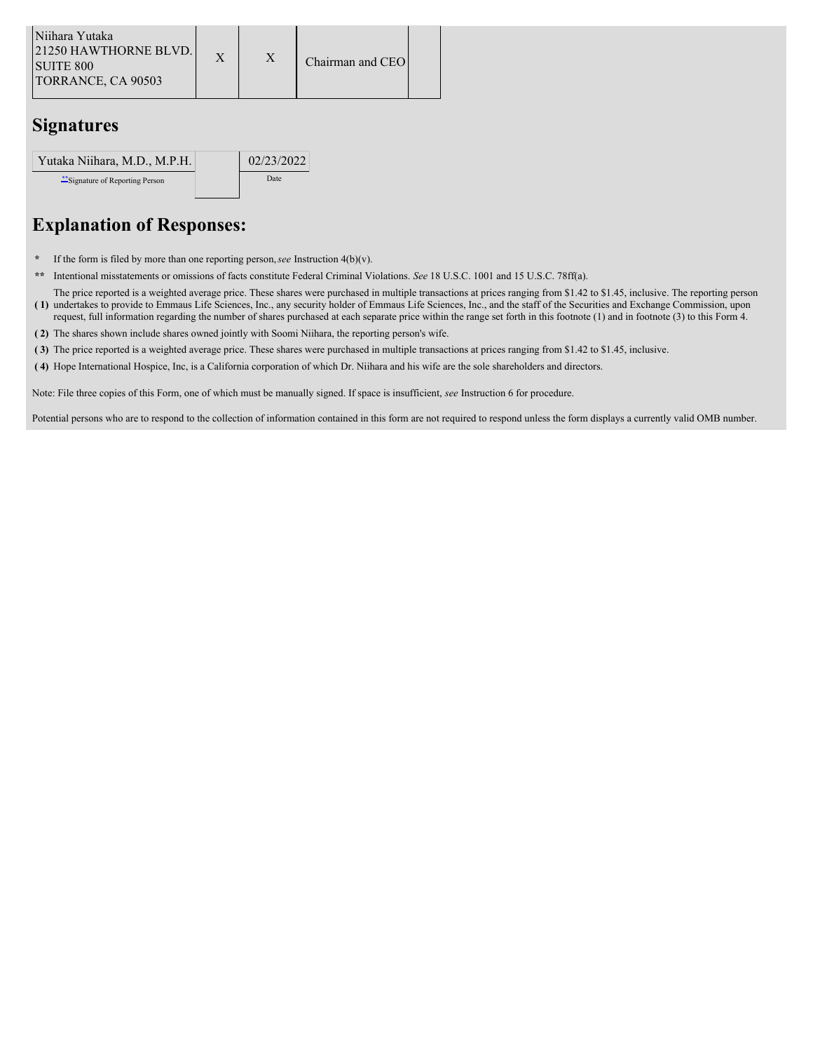| | | | | |
|---|---|---|---|---|
| Niihara Yutaka<br>21250 HAWTHORNE BLVD.<br>SUITE 800<br>TORRANCE, CA 90503 | X | X | Chairman and CEO | |

## Signatures

| | | |
|---|---|---|
| Yutaka Niihara, M.D., M.P.H. | | 02/23/2022 |
| **Signature of Reporting Person | | Date |

## Explanation of Responses:

\* If the form is filed by more than one reporting person, *see* Instruction 4(b)(v).

\*\* Intentional misstatements or omissions of facts constitute Federal Criminal Violations. *See* 18 U.S.C. 1001 and 15 U.S.C. 78ff(a).

( 1) The price reported is a weighted average price. These shares were purchased in multiple transactions at prices ranging from $1.42 to $1.45, inclusive. The reporting person undertakes to provide to Emmaus Life Sciences, Inc., any security holder of Emmaus Life Sciences, Inc., and the staff of the Securities and Exchange Commission, upon request, full information regarding the number of shares purchased at each separate price within the range set forth in this footnote (1) and in footnote (3) to this Form 4.

( 2) The shares shown include shares owned jointly with Soomi Niihara, the reporting person's wife.

( 3) The price reported is a weighted average price. These shares were purchased in multiple transactions at prices ranging from $1.42 to $1.45, inclusive.

( 4) Hope International Hospice, Inc, is a California corporation of which Dr. Niihara and his wife are the sole shareholders and directors.

Note: File three copies of this Form, one of which must be manually signed. If space is insufficient, *see* Instruction 6 for procedure.

Potential persons who are to respond to the collection of information contained in this form are not required to respond unless the form displays a currently valid OMB number.